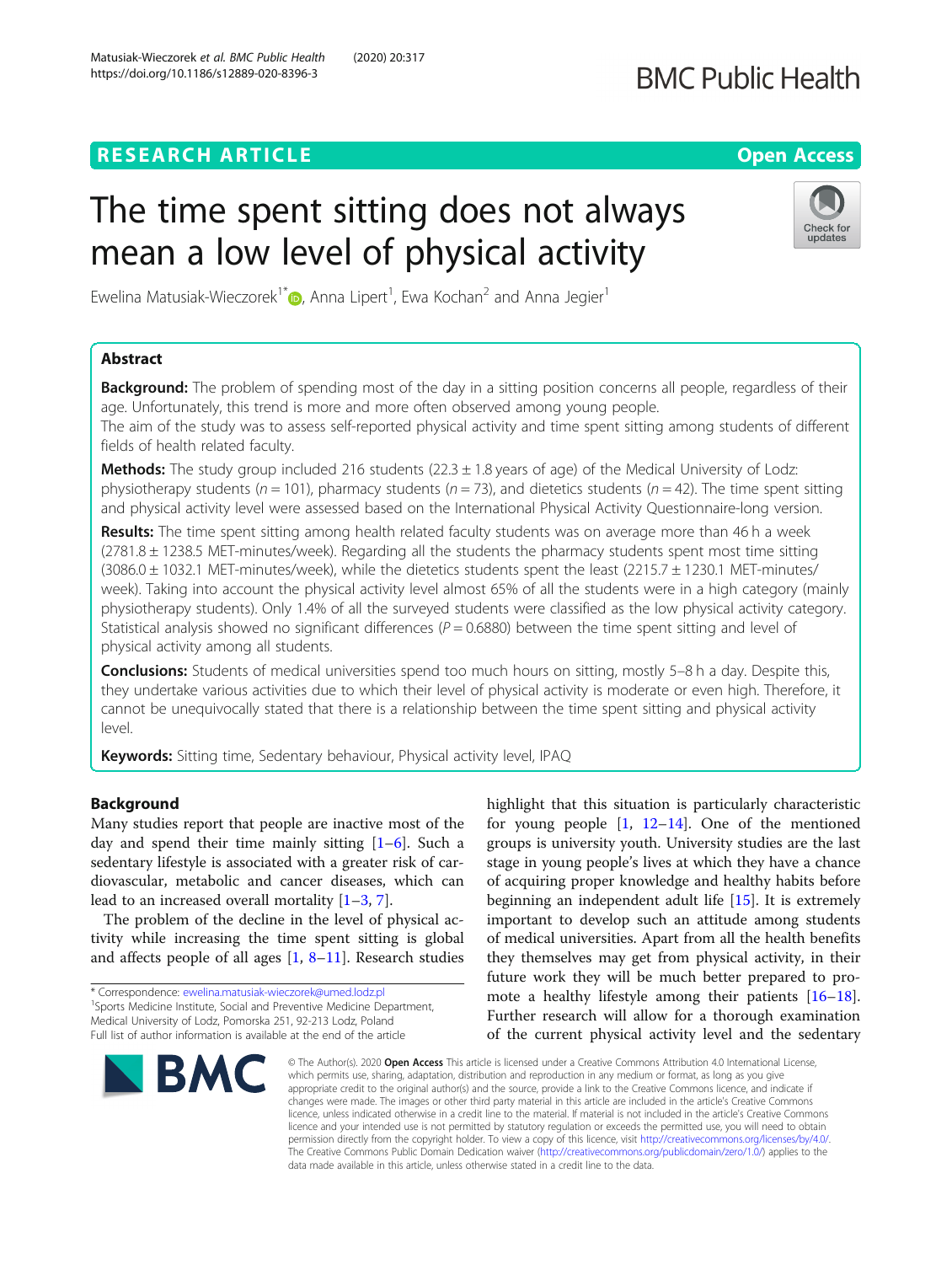RESEARCH ARTICLE

Open Access

# The time spent sitting does not always mean a low level of physical activity

Ewelina Matusiak-Wieczorek[1*], Anna Lipert[1], Ewa Kochan[2] and Anna Jegier[1]

## Abstract

**Background:** The problem of spending most of the day in a sitting position concerns all people, regardless of their age. Unfortunately, this trend is more and more often observed among young people.

The aim of the study was to assess self-reported physical activity and time spent sitting among students of different fields of health related faculty.

**Methods:** The study group included 216 students (22.3 ± 1.8 years of age) of the Medical University of Lodz: physiotherapy students (*n* = 101), pharmacy students (*n* = 73), and dietetics students (*n* = 42). The time spent sitting and physical activity level were assessed based on the International Physical Activity Questionnaire-long version.

**Results:** The time spent sitting among health related faculty students was on average more than 46 h a week (2781.8 ± 1238.5 MET-minutes/week). Regarding all the students the pharmacy students spent most time sitting (3086.0 ± 1032.1 MET-minutes/week), while the dietetics students spent the least (2215.7 ± 1230.1 MET-minutes/week). Taking into account the physical activity level almost 65% of all the students were in a high category (mainly physiotherapy students). Only 1.4% of all the surveyed students were classified as the low physical activity category. Statistical analysis showed no significant differences (*P* = 0.6880) between the time spent sitting and level of physical activity among all students.

**Conclusions:** Students of medical universities spend too much hours on sitting, mostly 5–8 h a day. Despite this, they undertake various activities due to which their level of physical activity is moderate or even high. Therefore, it cannot be unequivocally stated that there is a relationship between the time spent sitting and physical activity level.

**Keywords:** Sitting time, Sedentary behaviour, Physical activity level, IPAQ

## Background

Many studies report that people are inactive most of the day and spend their time mainly sitting [1–6]. Such a sedentary lifestyle is associated with a greater risk of cardiovascular, metabolic and cancer diseases, which can lead to an increased overall mortality [1–3, 7].

The problem of the decline in the level of physical activity while increasing the time spent sitting is global and affects people of all ages [1, 8–11]. Research studies highlight that this situation is particularly characteristic for young people [1, 12–14]. One of the mentioned groups is university youth. University studies are the last stage in young people's lives at which they have a chance of acquiring proper knowledge and healthy habits before beginning an independent adult life [15]. It is extremely important to develop such an attitude among students of medical universities. Apart from all the health benefits they themselves may get from physical activity, in their future work they will be much better prepared to promote a healthy lifestyle among their patients [16–18]. Further research will allow for a thorough examination of the current physical activity level and the sedentary

\* Correspondence: ewelina.matusiak-wieczorek@umed.lodz.pl
[1]Sports Medicine Institute, Social and Preventive Medicine Department, Medical University of Lodz, Pomorska 251, 92-213 Lodz, Poland
Full list of author information is available at the end of the article

© The Author(s). 2020 **Open Access** This article is licensed under a Creative Commons Attribution 4.0 International License, which permits use, sharing, adaptation, distribution and reproduction in any medium or format, as long as you give appropriate credit to the original author(s) and the source, provide a link to the Creative Commons licence, and indicate if changes were made. The images or other third party material in this article are included in the article's Creative Commons licence, unless indicated otherwise in a credit line to the material. If material is not included in the article's Creative Commons licence and your intended use is not permitted by statutory regulation or exceeds the permitted use, you will need to obtain permission directly from the copyright holder. To view a copy of this licence, visit http://creativecommons.org/licenses/by/4.0/. The Creative Commons Public Domain Dedication waiver (http://creativecommons.org/publicdomain/zero/1.0/) applies to the data made available in this article, unless otherwise stated in a credit line to the data.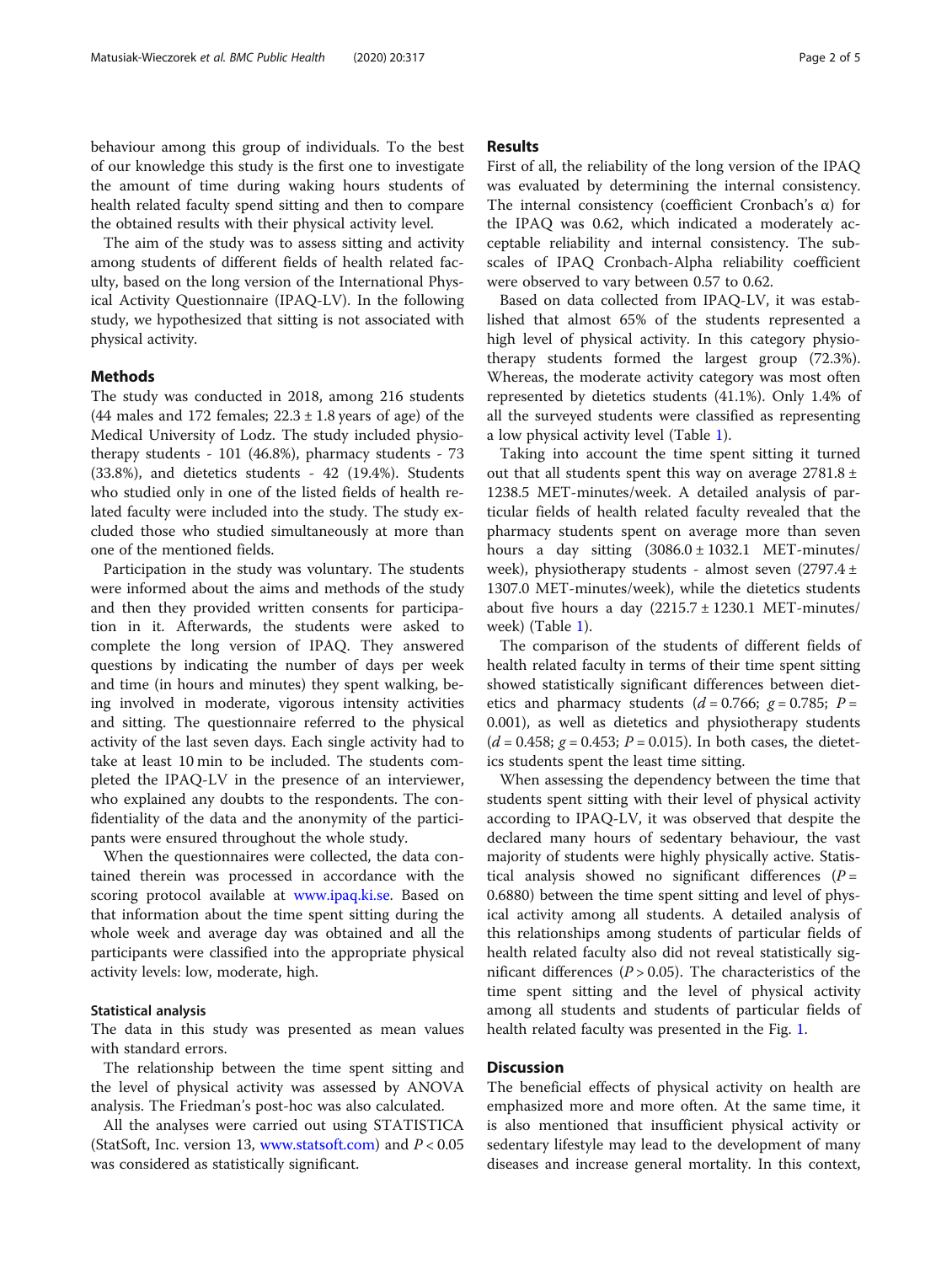behaviour among this group of individuals. To the best of our knowledge this study is the first one to investigate the amount of time during waking hours students of health related faculty spend sitting and then to compare the obtained results with their physical activity level.

The aim of the study was to assess sitting and activity among students of different fields of health related faculty, based on the long version of the International Physical Activity Questionnaire (IPAQ-LV). In the following study, we hypothesized that sitting is not associated with physical activity.

## Methods

The study was conducted in 2018, among 216 students (44 males and 172 females; $22.3 \pm 1.8$ years of age) of the Medical University of Lodz. The study included physiotherapy students - 101 (46.8%), pharmacy students - 73 (33.8%), and dietetics students - 42 (19.4%). Students who studied only in one of the listed fields of health related faculty were included into the study. The study excluded those who studied simultaneously at more than one of the mentioned fields.

Participation in the study was voluntary. The students were informed about the aims and methods of the study and then they provided written consents for participation in it. Afterwards, the students were asked to complete the long version of IPAQ. They answered questions by indicating the number of days per week and time (in hours and minutes) they spent walking, being involved in moderate, vigorous intensity activities and sitting. The questionnaire referred to the physical activity of the last seven days. Each single activity had to take at least 10 min to be included. The students completed the IPAQ-LV in the presence of an interviewer, who explained any doubts to the respondents. The confidentiality of the data and the anonymity of the participants were ensured throughout the whole study.

When the questionnaires were collected, the data contained therein was processed in accordance with the scoring protocol available at www.ipaq.ki.se. Based on that information about the time spent sitting during the whole week and average day was obtained and all the participants were classified into the appropriate physical activity levels: low, moderate, high.

### Statistical analysis

The data in this study was presented as mean values with standard errors.

The relationship between the time spent sitting and the level of physical activity was assessed by ANOVA analysis. The Friedman's post-hoc was also calculated.

All the analyses were carried out using STATISTICA (StatSoft, Inc. version 13, www.statsoft.com) and $P < 0.05$ was considered as statistically significant.

## Results

First of all, the reliability of the long version of the IPAQ was evaluated by determining the internal consistency. The internal consistency (coefficient Cronbach's α) for the IPAQ was 0.62, which indicated a moderately acceptable reliability and internal consistency. The subscales of IPAQ Cronbach-Alpha reliability coefficient were observed to vary between 0.57 to 0.62.

Based on data collected from IPAQ-LV, it was established that almost 65% of the students represented a high level of physical activity. In this category physiotherapy students formed the largest group (72.3%). Whereas, the moderate activity category was most often represented by dietetics students (41.1%). Only 1.4% of all the surveyed students were classified as representing a low physical activity level (Table 1).

Taking into account the time spent sitting it turned out that all students spent this way on average $2781.8 \pm 1238.5$ MET-minutes/week. A detailed analysis of particular fields of health related faculty revealed that the pharmacy students spent on average more than seven hours a day sitting ($3086.0 \pm 1032.1$ MET-minutes/week), physiotherapy students - almost seven ($2797.4 \pm 1307.0$ MET-minutes/week), while the dietetics students about five hours a day ($2215.7 \pm 1230.1$ MET-minutes/week) (Table 1).

The comparison of the students of different fields of health related faculty in terms of their time spent sitting showed statistically significant differences between dietetics and pharmacy students ($d = 0.766$; $g = 0.785$; $P = 0.001$), as well as dietetics and physiotherapy students ($d = 0.458$; $g = 0.453$; $P = 0.015$). In both cases, the dietetics students spent the least time sitting.

When assessing the dependency between the time that students spent sitting with their level of physical activity according to IPAQ-LV, it was observed that despite the declared many hours of sedentary behaviour, the vast majority of students were highly physically active. Statistical analysis showed no significant differences ($P = 0.6880$) between the time spent sitting and level of physical activity among all students. A detailed analysis of this relationships among students of particular fields of health related faculty also did not reveal statistically significant differences ($P > 0.05$). The characteristics of the time spent sitting and the level of physical activity among all students and students of particular fields of health related faculty was presented in the Fig. 1.

## Discussion

The beneficial effects of physical activity on health are emphasized more and more often. At the same time, it is also mentioned that insufficient physical activity or sedentary lifestyle may lead to the development of many diseases and increase general mortality. In this context,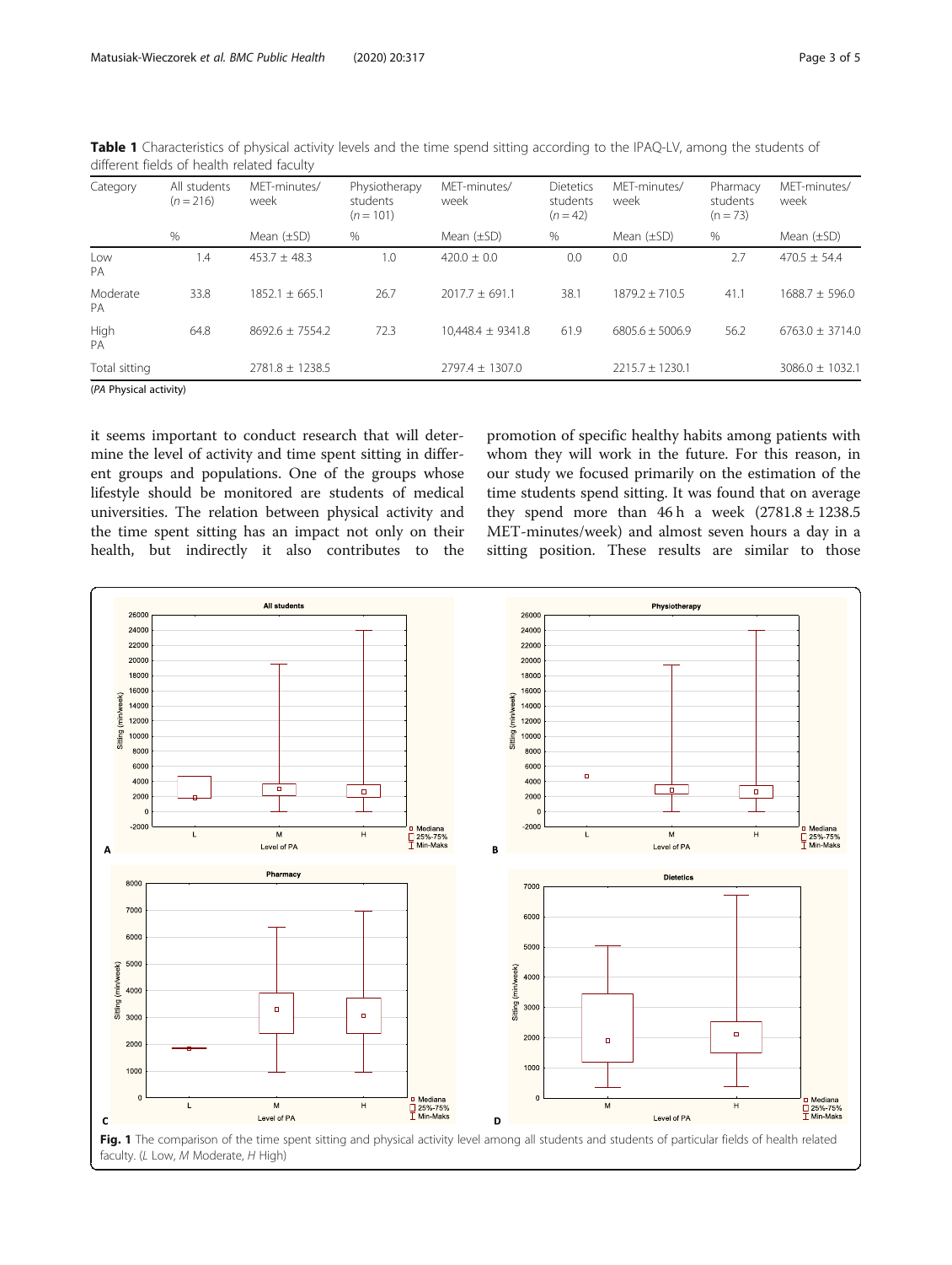**Table 1** Characteristics of physical activity levels and the time spend sitting according to the IPAQ-LV, among the students of different fields of health related faculty

| Category | All students ($n = 216$) | MET-minutes/ week | Physiotherapy students ($n = 101$) | MET-minutes/ week | Dietetics students ($n = 42$) | MET-minutes/ week | Pharmacy students ($n = 73$) | MET-minutes/ week |
|---|---|---|---|---|---|---|---|---|
| | % | Mean (±SD) | % | Mean (±SD) | % | Mean (±SD) | % | Mean (±SD) |
| Low PA | 1.4 | 453.7 ± 48.3 | 1.0 | 420.0 ± 0.0 | 0.0 | 0.0 | 2.7 | 470.5 ± 54.4 |
| Moderate PA | 33.8 | 1852.1 ± 665.1 | 26.7 | 2017.7 ± 691.1 | 38.1 | 1879.2 ± 710.5 | 41.1 | 1688.7 ± 596.0 |
| High PA | 64.8 | 8692.6 ± 7554.2 | 72.3 | 10,448.4 ± 9341.8 | 61.9 | 6805.6 ± 5006.9 | 56.2 | 6763.0 ± 3714.0 |
| Total sitting | | 2781.8 ± 1238.5 | | 2797.4 ± 1307.0 | | 2215.7 ± 1230.1 | | 3086.0 ± 1032.1 |

(*PA* Physical activity)

it seems important to conduct research that will determine the level of activity and time spent sitting in different groups and populations. One of the groups whose lifestyle should be monitored are students of medical universities. The relation between physical activity and the time spent sitting has an impact not only on their health, but indirectly it also contributes to the promotion of specific healthy habits among patients with whom they will work in the future. For this reason, in our study we focused primarily on the estimation of the time students spend sitting. It was found that on average they spend more than 46 h a week (2781.8 ± 1238.5 MET-minutes/week) and almost seven hours a day in a sitting position. These results are similar to those

**Fig. 1** The comparison of the time spent sitting and physical activity level among all students and students of particular fields of health related faculty. (*L* Low, *M* Moderate, *H* High)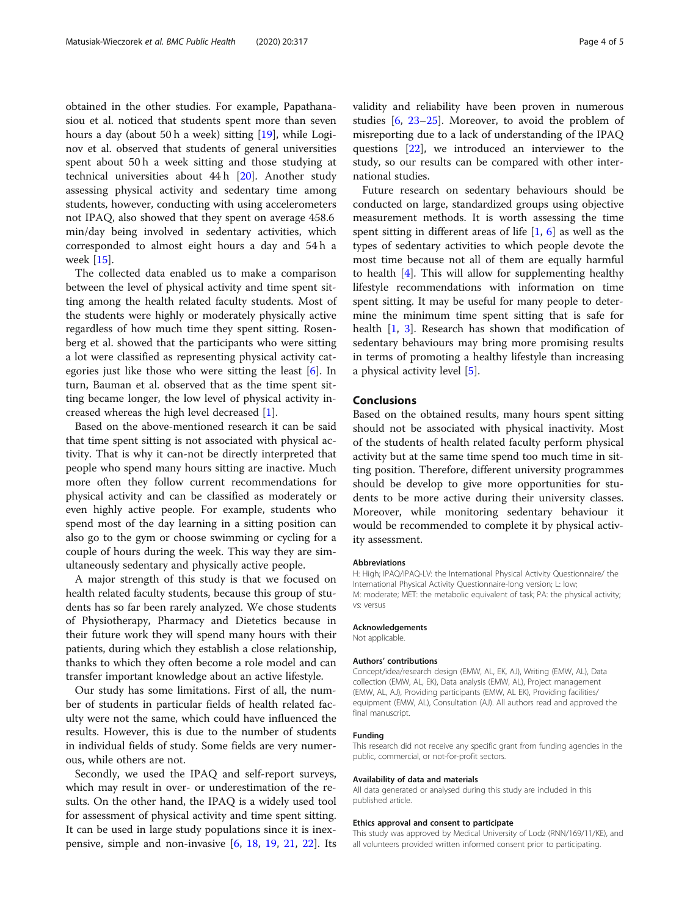obtained in the other studies. For example, Papathanasiou et al. noticed that students spent more than seven hours a day (about 50 h a week) sitting [19], while Loginov et al. observed that students of general universities spent about 50 h a week sitting and those studying at technical universities about 44 h [20]. Another study assessing physical activity and sedentary time among students, however, conducting with using accelerometers not IPAQ, also showed that they spent on average 458.6 min/day being involved in sedentary activities, which corresponded to almost eight hours a day and 54 h a week [15].

The collected data enabled us to make a comparison between the level of physical activity and time spent sitting among the health related faculty students. Most of the students were highly or moderately physically active regardless of how much time they spent sitting. Rosenberg et al. showed that the participants who were sitting a lot were classified as representing physical activity categories just like those who were sitting the least [6]. In turn, Bauman et al. observed that as the time spent sitting became longer, the low level of physical activity increased whereas the high level decreased [1].

Based on the above-mentioned research it can be said that time spent sitting is not associated with physical activity. That is why it can-not be directly interpreted that people who spend many hours sitting are inactive. Much more often they follow current recommendations for physical activity and can be classified as moderately or even highly active people. For example, students who spend most of the day learning in a sitting position can also go to the gym or choose swimming or cycling for a couple of hours during the week. This way they are simultaneously sedentary and physically active people.

A major strength of this study is that we focused on health related faculty students, because this group of students has so far been rarely analyzed. We chose students of Physiotherapy, Pharmacy and Dietetics because in their future work they will spend many hours with their patients, during which they establish a close relationship, thanks to which they often become a role model and can transfer important knowledge about an active lifestyle.

Our study has some limitations. First of all, the number of students in particular fields of health related faculty were not the same, which could have influenced the results. However, this is due to the number of students in individual fields of study. Some fields are very numerous, while others are not.

Secondly, we used the IPAQ and self-report surveys, which may result in over- or underestimation of the results. On the other hand, the IPAQ is a widely used tool for assessment of physical activity and time spent sitting. It can be used in large study populations since it is inexpensive, simple and non-invasive [6, 18, 19, 21, 22]. Its validity and reliability have been proven in numerous studies [6, 23–25]. Moreover, to avoid the problem of misreporting due to a lack of understanding of the IPAQ questions [22], we introduced an interviewer to the study, so our results can be compared with other international studies.

Future research on sedentary behaviours should be conducted on large, standardized groups using objective measurement methods. It is worth assessing the time spent sitting in different areas of life [1, 6] as well as the types of sedentary activities to which people devote the most time because not all of them are equally harmful to health [4]. This will allow for supplementing healthy lifestyle recommendations with information on time spent sitting. It may be useful for many people to determine the minimum time spent sitting that is safe for health [1, 3]. Research has shown that modification of sedentary behaviours may bring more promising results in terms of promoting a healthy lifestyle than increasing a physical activity level [5].

## Conclusions

Based on the obtained results, many hours spent sitting should not be associated with physical inactivity. Most of the students of health related faculty perform physical activity but at the same time spend too much time in sitting position. Therefore, different university programmes should be develop to give more opportunities for students to be more active during their university classes. Moreover, while monitoring sedentary behaviour it would be recommended to complete it by physical activity assessment.

### Abbreviations

H: High; IPAQ/IPAQ-LV: the International Physical Activity Questionnaire/ the International Physical Activity Questionnaire-long version; L: low; M: moderate; MET: the metabolic equivalent of task; PA: the physical activity; vs: versus

### Acknowledgements

Not applicable.

### Authors' contributions

Concept/idea/research design (EMW, AL, EK, AJ), Writing (EMW, AL), Data collection (EMW, AL, EK), Data analysis (EMW, AL), Project management (EMW, AL, AJ), Providing participants (EMW, AL EK), Providing facilities/ equipment (EMW, AL), Consultation (AJ). All authors read and approved the final manuscript.

### Funding

This research did not receive any specific grant from funding agencies in the public, commercial, or not-for-profit sectors.

### Availability of data and materials

All data generated or analysed during this study are included in this published article.

### Ethics approval and consent to participate

This study was approved by Medical University of Lodz (RNN/169/11/KE), and all volunteers provided written informed consent prior to participating.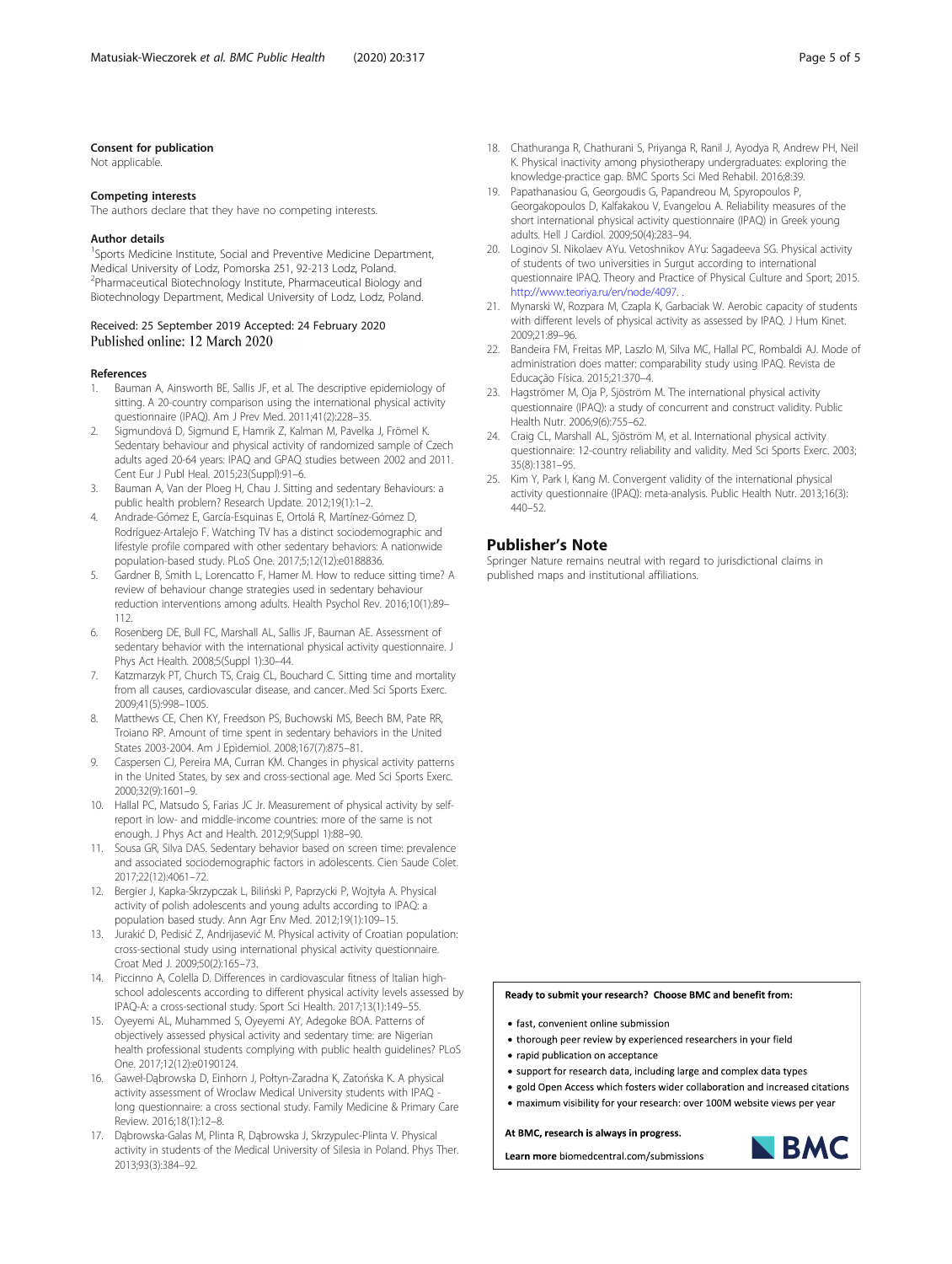### Consent for publication

Not applicable.

### Competing interests

The authors declare that they have no competing interests.

### Author details

[1]Sports Medicine Institute, Social and Preventive Medicine Department, Medical University of Lodz, Pomorska 251, 92-213 Lodz, Poland. [2]Pharmaceutical Biotechnology Institute, Pharmaceutical Biology and Biotechnology Department, Medical University of Lodz, Lodz, Poland.

Received: 25 September 2019 Accepted: 24 February 2020
Published online: 12 March 2020

### References

1. Bauman A, Ainsworth BE, Sallis JF, et al. The descriptive epidemiology of sitting. A 20-country comparison using the international physical activity questionnaire (IPAQ). Am J Prev Med. 2011;41(2):228–35.
2. Sigmundová D, Sigmund E, Hamrik Z, Kalman M, Pavelka J, Frömel K. Sedentary behaviour and physical activity of randomized sample of Czech adults aged 20-64 years: IPAQ and GPAQ studies between 2002 and 2011. Cent Eur J Publ Heal. 2015;23(Suppl):91–6.
3. Bauman A, Van der Ploeg H, Chau J. Sitting and sedentary Behaviours: a public health problem? Research Update. 2012;19(1):1–2.
4. Andrade-Gómez E, García-Esquinas E, Ortolá R, Martínez-Gómez D, Rodríguez-Artalejo F. Watching TV has a distinct sociodemographic and lifestyle profile compared with other sedentary behaviors: A nationwide population-based study. PLoS One. 2017;5;12(12):e0188836.
5. Gardner B, Smith L, Lorencatto F, Hamer M. How to reduce sitting time? A review of behaviour change strategies used in sedentary behaviour reduction interventions among adults. Health Psychol Rev. 2016;10(1):89–112.
6. Rosenberg DE, Bull FC, Marshall AL, Sallis JF, Bauman AE. Assessment of sedentary behavior with the international physical activity questionnaire. J Phys Act Health. 2008;5(Suppl 1):30–44.
7. Katzmarzyk PT, Church TS, Craig CL, Bouchard C. Sitting time and mortality from all causes, cardiovascular disease, and cancer. Med Sci Sports Exerc. 2009;41(5):998–1005.
8. Matthews CE, Chen KY, Freedson PS, Buchowski MS, Beech BM, Pate RR, Troiano RP. Amount of time spent in sedentary behaviors in the United States 2003-2004. Am J Epidemiol. 2008;167(7):875–81.
9. Caspersen CJ, Pereira MA, Curran KM. Changes in physical activity patterns in the United States, by sex and cross-sectional age. Med Sci Sports Exerc. 2000;32(9):1601–9.
10. Hallal PC, Matsudo S, Farias JC Jr. Measurement of physical activity by self-report in low- and middle-income countries: more of the same is not enough. J Phys Act and Health. 2012;9(Suppl 1):88–90.
11. Sousa GR, Silva DAS. Sedentary behavior based on screen time: prevalence and associated sociodemographic factors in adolescents. Cien Saude Colet. 2017;22(12):4061–72.
12. Bergier J, Kapka-Skrzypczak L, Biliński P, Paprzycki P, Wojtyła A. Physical activity of polish adolescents and young adults according to IPAQ: a population based study. Ann Agr Env Med. 2012;19(1):109–15.
13. Jurakić D, Pedisić Z, Andrijasević M. Physical activity of Croatian population: cross-sectional study using international physical activity questionnaire. Croat Med J. 2009;50(2):165–73.
14. Piccinno A, Colella D. Differences in cardiovascular fitness of Italian high-school adolescents according to different physical activity levels assessed by IPAQ-A: a cross-sectional study. Sport Sci Health. 2017;13(1):149–55.
15. Oyeyemi AL, Muhammed S, Oyeyemi AY, Adegoke BOA. Patterns of objectively assessed physical activity and sedentary time: are Nigerian health professional students complying with public health guidelines? PLoS One. 2017;12(12):e0190124.
16. Gaweł-Dąbrowska D, Einhorn J, Połtyn-Zaradna K, Zatońska K. A physical activity assessment of Wroclaw Medical University students with IPAQ - long questionnaire: a cross sectional study. Family Medicine & Primary Care Review. 2016;18(1):12–8.
17. Dąbrowska-Galas M, Plinta R, Dąbrowska J, Skrzypulec-Plinta V. Physical activity in students of the Medical University of Silesia in Poland. Phys Ther. 2013;93(3):384–92.
18. Chathuranga R, Chathurani S, Priyanga R, Ranil J, Ayodya R, Andrew PH, Neil K. Physical inactivity among physiotherapy undergraduates: exploring the knowledge-practice gap. BMC Sports Sci Med Rehabil. 2016;8:39.
19. Papathanasiou G, Georgoudis G, Papandreou M, Spyropoulos P, Georgakopoulos D, Kalfakakou V, Evangelou A. Reliability measures of the short international physical activity questionnaire (IPAQ) in Greek young adults. Hell J Cardiol. 2009;50(4):283–94.
20. Loginov SI. Nikolaev AYu. Vetoshnikov AYu: Sagadeeva SG. Physical activity of students of two universities in Surgut according to international questionnaire IPAQ. Theory and Practice of Physical Culture and Sport; 2015. http://www.teoriya.ru/en/node/4097. .
21. Mynarski W, Rozpara M, Czapla K, Garbaciak W. Aerobic capacity of students with different levels of physical activity as assessed by IPAQ. J Hum Kinet. 2009;21:89–96.
22. Bandeira FM, Freitas MP, Laszlo M, Silva MC, Hallal PC, Rombaldi AJ. Mode of administration does matter: comparability study using IPAQ. Revista de Educação Física. 2015;21:370–4.
23. Hagströmer M, Oja P, Sjöström M. The international physical activity questionnaire (IPAQ): a study of concurrent and construct validity. Public Health Nutr. 2006;9(6):755–62.
24. Craig CL, Marshall AL, Sjöström M, et al. International physical activity questionnaire: 12-country reliability and validity. Med Sci Sports Exerc. 2003;35(8):1381–95.
25. Kim Y, Park I, Kang M. Convergent validity of the international physical activity questionnaire (IPAQ): meta-analysis. Public Health Nutr. 2013;16(3):440–52.

## Publisher's Note

Springer Nature remains neutral with regard to jurisdictional claims in published maps and institutional affiliations.

**Ready to submit your research? Choose BMC and benefit from:**

- fast, convenient online submission
- thorough peer review by experienced researchers in your field
- rapid publication on acceptance
- support for research data, including large and complex data types
- gold Open Access which fosters wider collaboration and increased citations
- maximum visibility for your research: over 100M website views per year

**At BMC, research is always in progress.**

**Learn more** biomedcentral.com/submissions

BMC